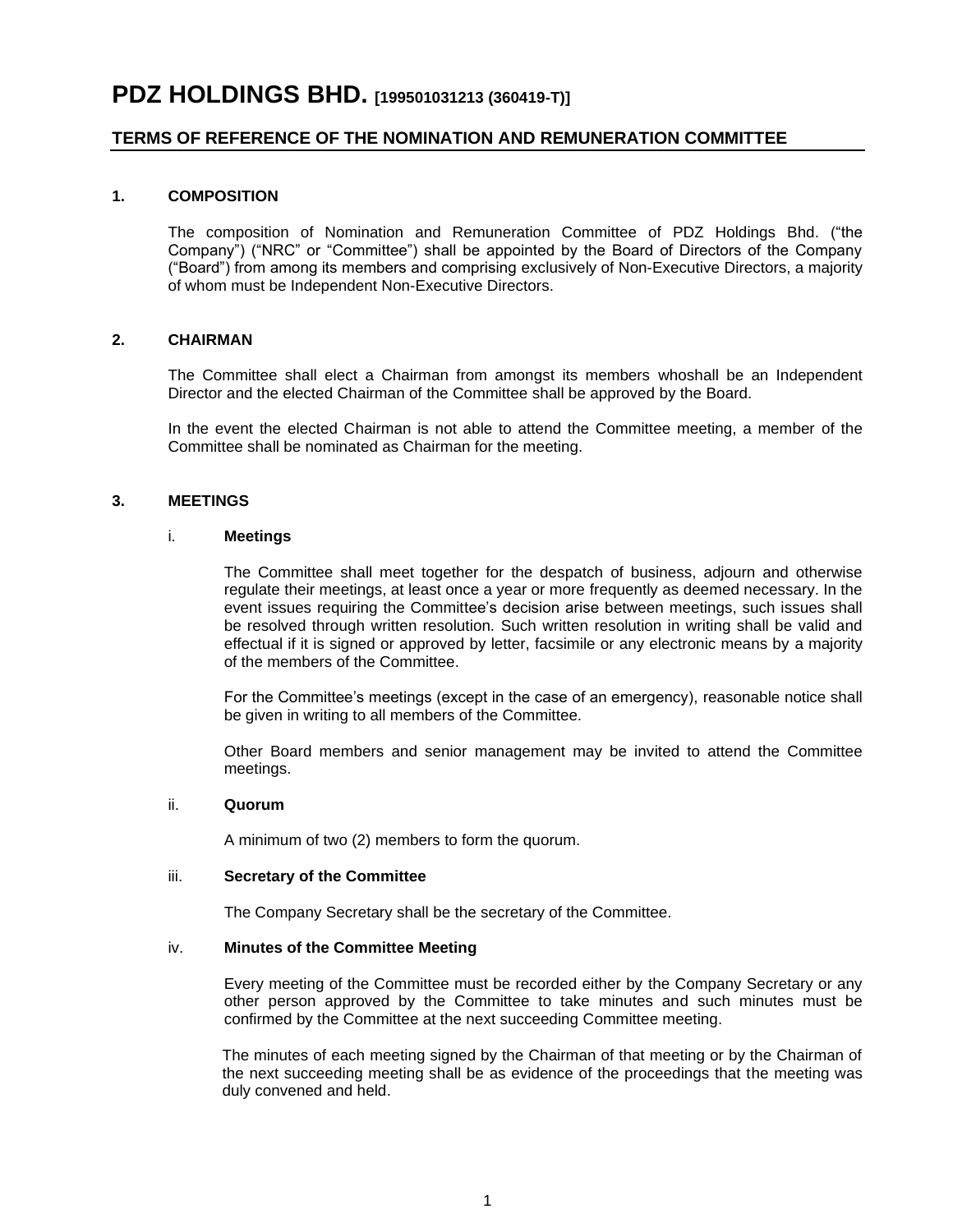# PDZ HOLDINGS BHD. [199501031213 (360419-T)]

## TERMS OF REFERENCE OF THE NOMINATION AND REMUNERATION COMMITTEE

### 1. COMPOSITION

The composition of Nomination and Remuneration Committee of PDZ Holdings Bhd. ("the Company") ("NRC" or "Committee") shall be appointed by the Board of Directors of the Company ("Board") from among its members and comprising exclusively of Non-Executive Directors, a majority of whom must be Independent Non-Executive Directors.

### 2. CHAIRMAN

The Committee shall elect a Chairman from amongst its members whoshall be an Independent Director and the elected Chairman of the Committee shall be approved by the Board.

In the event the elected Chairman is not able to attend the Committee meeting, a member of the Committee shall be nominated as Chairman for the meeting.

### 3. MEETINGS

#### i. Meetings

The Committee shall meet together for the despatch of business, adjourn and otherwise regulate their meetings, at least once a year or more frequently as deemed necessary. In the event issues requiring the Committee's decision arise between meetings, such issues shall be resolved through written resolution. Such written resolution in writing shall be valid and effectual if it is signed or approved by letter, facsimile or any electronic means by a majority of the members of the Committee.

For the Committee's meetings (except in the case of an emergency), reasonable notice shall be given in writing to all members of the Committee.

Other Board members and senior management may be invited to attend the Committee meetings.

#### ii. Quorum

A minimum of two (2) members to form the quorum.

#### iii. Secretary of the Committee

The Company Secretary shall be the secretary of the Committee.

#### iv. Minutes of the Committee Meeting

Every meeting of the Committee must be recorded either by the Company Secretary or any other person approved by the Committee to take minutes and such minutes must be confirmed by the Committee at the next succeeding Committee meeting.

The minutes of each meeting signed by the Chairman of that meeting or by the Chairman of the next succeeding meeting shall be as evidence of the proceedings that the meeting was duly convened and held.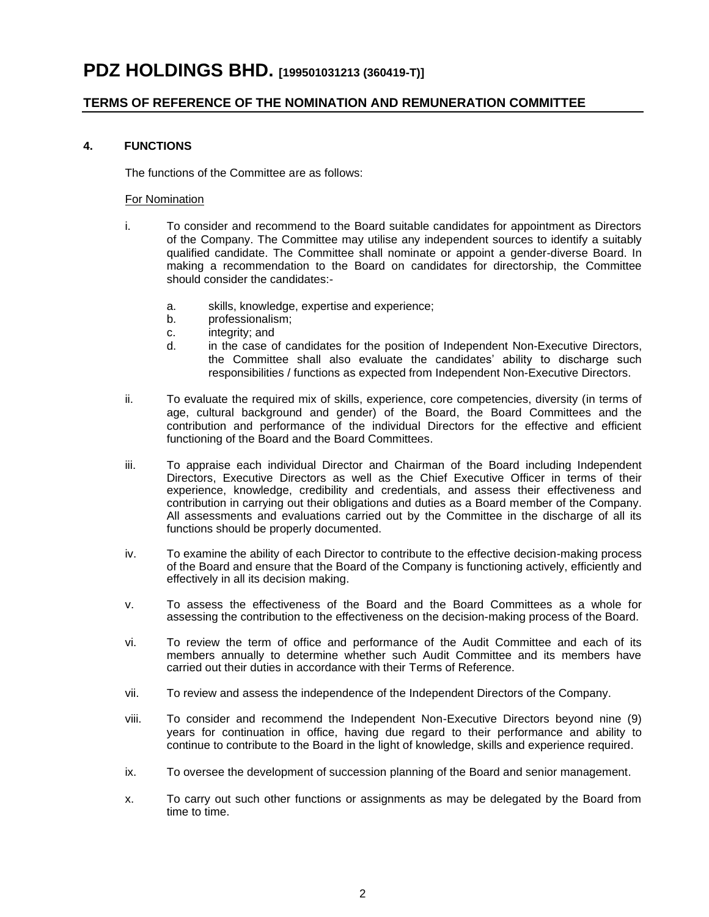# PDZ HOLDINGS BHD. [199501031213 (360419-T)]

## TERMS OF REFERENCE OF THE NOMINATION AND REMUNERATION COMMITTEE

### 4. FUNCTIONS

The functions of the Committee are as follows:

For Nomination

i. To consider and recommend to the Board suitable candidates for appointment as Directors of the Company. The Committee may utilise any independent sources to identify a suitably qualified candidate. The Committee shall nominate or appoint a gender-diverse Board. In making a recommendation to the Board on candidates for directorship, the Committee should consider the candidates:-

   a. skills, knowledge, expertise and experience;
   b. professionalism;
   c. integrity; and
   d. in the case of candidates for the position of Independent Non-Executive Directors, the Committee shall also evaluate the candidates' ability to discharge such responsibilities / functions as expected from Independent Non-Executive Directors.

ii. To evaluate the required mix of skills, experience, core competencies, diversity (in terms of age, cultural background and gender) of the Board, the Board Committees and the contribution and performance of the individual Directors for the effective and efficient functioning of the Board and the Board Committees.

iii. To appraise each individual Director and Chairman of the Board including Independent Directors, Executive Directors as well as the Chief Executive Officer in terms of their experience, knowledge, credibility and credentials, and assess their effectiveness and contribution in carrying out their obligations and duties as a Board member of the Company. All assessments and evaluations carried out by the Committee in the discharge of all its functions should be properly documented.

iv. To examine the ability of each Director to contribute to the effective decision-making process of the Board and ensure that the Board of the Company is functioning actively, efficiently and effectively in all its decision making.

v. To assess the effectiveness of the Board and the Board Committees as a whole for assessing the contribution to the effectiveness on the decision-making process of the Board.

vi. To review the term of office and performance of the Audit Committee and each of its members annually to determine whether such Audit Committee and its members have carried out their duties in accordance with their Terms of Reference.

vii. To review and assess the independence of the Independent Directors of the Company.

viii. To consider and recommend the Independent Non-Executive Directors beyond nine (9) years for continuation in office, having due regard to their performance and ability to continue to contribute to the Board in the light of knowledge, skills and experience required.

ix. To oversee the development of succession planning of the Board and senior management.

x. To carry out such other functions or assignments as may be delegated by the Board from time to time.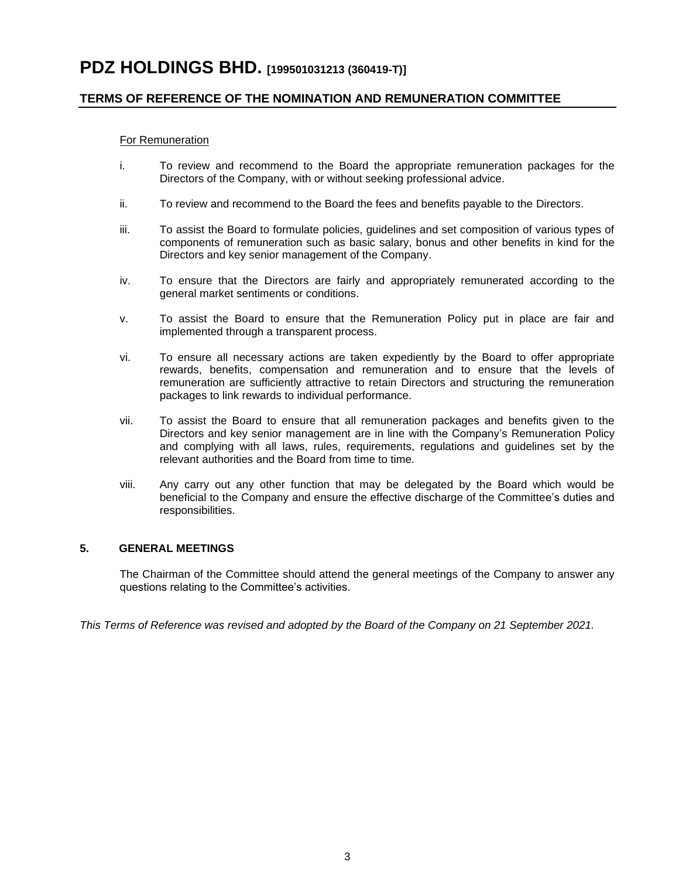For Remuneration

i. To review and recommend to the Board the appropriate remuneration packages for the Directors of the Company, with or without seeking professional advice.

ii. To review and recommend to the Board the fees and benefits payable to the Directors.

iii. To assist the Board to formulate policies, guidelines and set composition of various types of components of remuneration such as basic salary, bonus and other benefits in kind for the Directors and key senior management of the Company.

iv. To ensure that the Directors are fairly and appropriately remunerated according to the general market sentiments or conditions.

v. To assist the Board to ensure that the Remuneration Policy put in place are fair and implemented through a transparent process.

vi. To ensure all necessary actions are taken expediently by the Board to offer appropriate rewards, benefits, compensation and remuneration and to ensure that the levels of remuneration are sufficiently attractive to retain Directors and structuring the remuneration packages to link rewards to individual performance.

vii. To assist the Board to ensure that all remuneration packages and benefits given to the Directors and key senior management are in line with the Company's Remuneration Policy and complying with all laws, rules, requirements, regulations and guidelines set by the relevant authorities and the Board from time to time.

viii. Any carry out any other function that may be delegated by the Board which would be beneficial to the Company and ensure the effective discharge of the Committee's duties and responsibilities.

## 5. GENERAL MEETINGS

The Chairman of the Committee should attend the general meetings of the Company to answer any questions relating to the Committee's activities.

*This Terms of Reference was revised and adopted by the Board of the Company on 21 September 2021.*